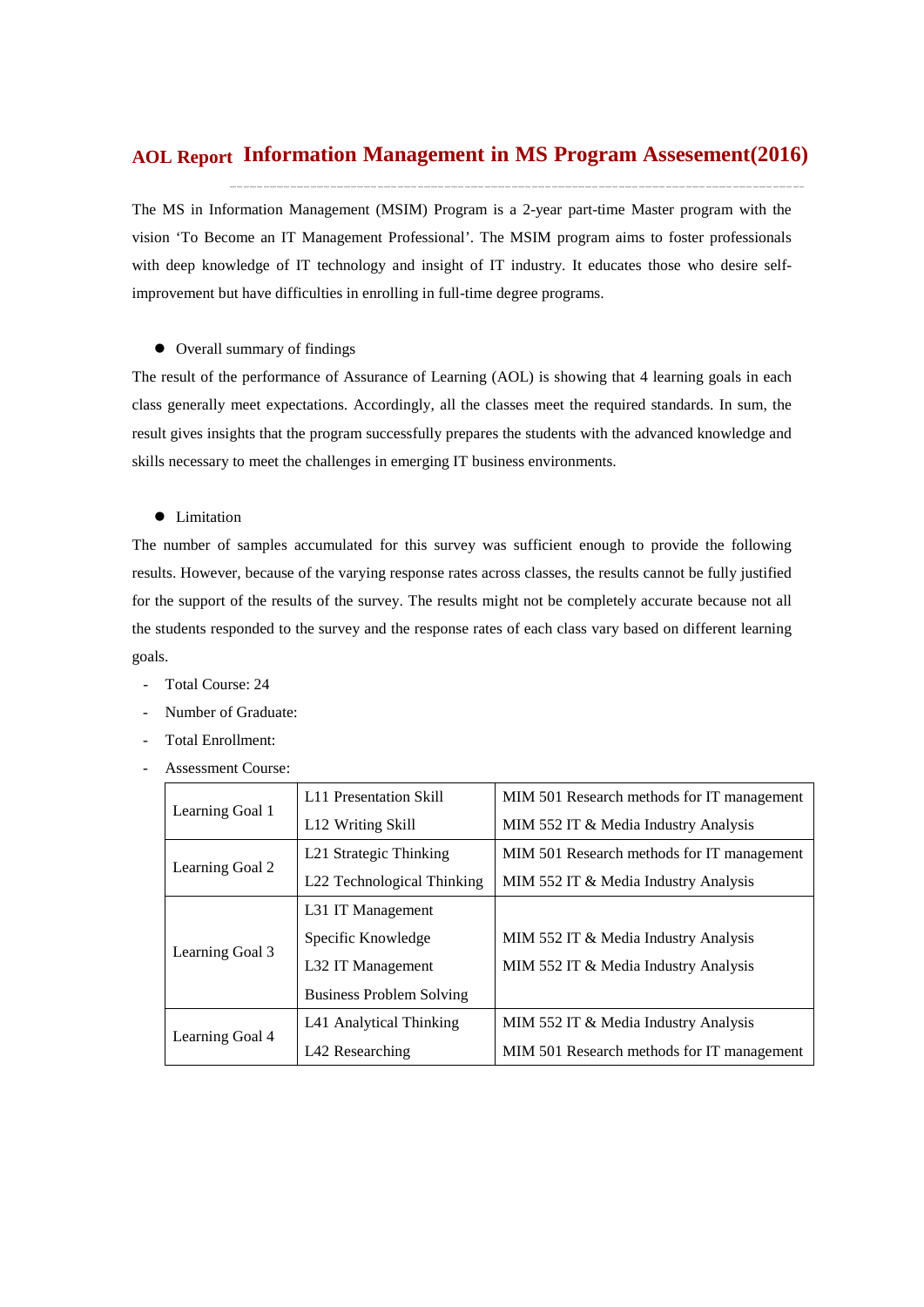# AOL Report Information Management in MS Program Assesement(2016)

The MS in Information Management (MSIM) Program is a 2-year part-time Master program with the vision 'To Become an IT Management Professional'. The MSIM program aims to foster professionals with deep knowledge of IT technology and insight of IT industry. It educates those who desire self-improvement but have difficulties in enrolling in full-time degree programs.

- Overall summary of findings

The result of the performance of Assurance of Learning (AOL) is showing that 4 learning goals in each class generally meet expectations. Accordingly, all the classes meet the required standards. In sum, the result gives insights that the program successfully prepares the students with the advanced knowledge and skills necessary to meet the challenges in emerging IT business environments.

- Limitation

The number of samples accumulated for this survey was sufficient enough to provide the following results. However, because of the varying response rates across classes, the results cannot be fully justified for the support of the results of the survey. The results might not be completely accurate because not all the students responded to the survey and the response rates of each class vary based on different learning goals.

- Total Course: 24
- Number of Graduate:
- Total Enrollment:
- Assessment Course:

| | | |
|---|---|---|
| Learning Goal 1 | L11 Presentation Skill | MIM 501 Research methods for IT management |
| | L12 Writing Skill | MIM 552 IT & Media Industry Analysis |
| Learning Goal 2 | L21 Strategic Thinking | MIM 501 Research methods for IT management |
| | L22 Technological Thinking | MIM 552 IT & Media Industry Analysis |
| Learning Goal 3 | L31 IT Management Specific Knowledge | MIM 552 IT & Media Industry Analysis |
| | L32 IT Management Business Problem Solving | MIM 552 IT & Media Industry Analysis |
| Learning Goal 4 | L41 Analytical Thinking | MIM 552 IT & Media Industry Analysis |
| | L42 Researching | MIM 501 Research methods for IT management |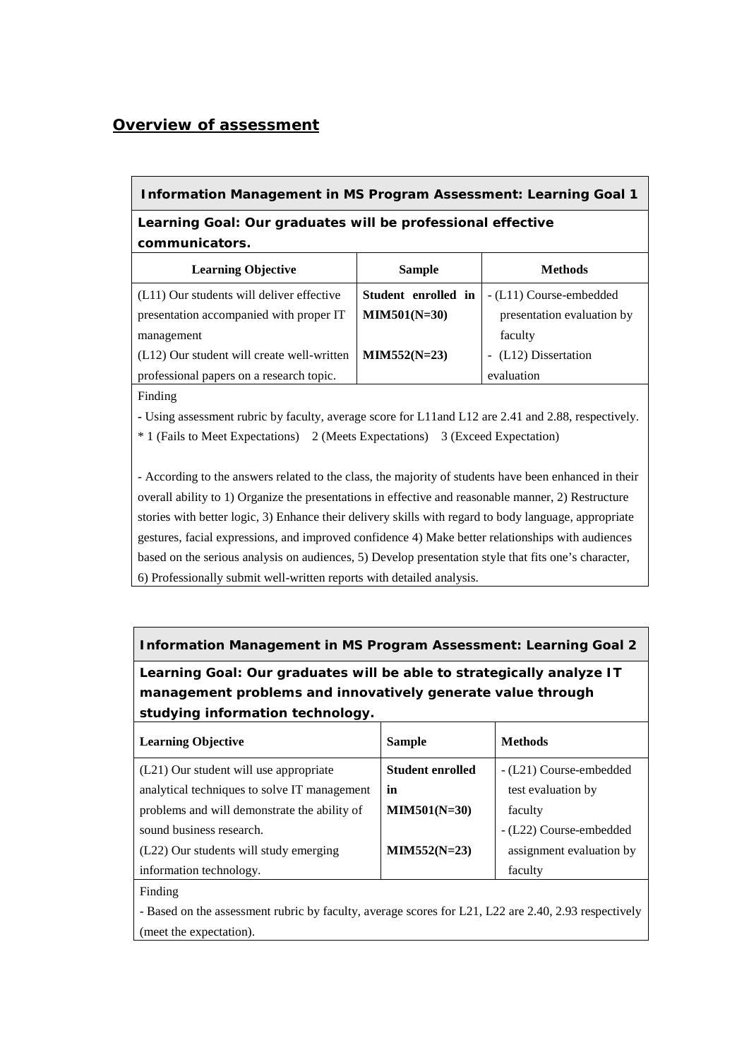## Overview of assessment

| Information Management in MS Program Assessment: Learning Goal 1 | | |
|---|---|---|
| **Learning Goal: Our graduates will be professional effective communicators.** | | |
| **Learning Objective** | **Sample** | **Methods** |
| (L11) Our students will deliver effective presentation accompanied with proper IT management<br>(L12) Our student will create well-written professional papers on a research topic. | **Student enrolled in MIM501(N=30)**<br><br>**MIM552(N=23)** | - (L11) Course-embedded presentation evaluation by faculty<br>- (L12) Dissertation evaluation |
| Finding<br>- Using assessment rubric by faculty, average score for L11and L12 are 2.41 and 2.88, respectively.<br>* 1 (Fails to Meet Expectations) 2 (Meets Expectations) 3 (Exceed Expectation)<br><br>- According to the answers related to the class, the majority of students have been enhanced in their overall ability to 1) Organize the presentations in effective and reasonable manner, 2) Restructure stories with better logic, 3) Enhance their delivery skills with regard to body language, appropriate gestures, facial expressions, and improved confidence 4) Make better relationships with audiences based on the serious analysis on audiences, 5) Develop presentation style that fits one's character, 6) Professionally submit well-written reports with detailed analysis. | | |

| Information Management in MS Program Assessment: Learning Goal 2 | | |
|---|---|---|
| **Learning Goal: Our graduates will be able to strategically analyze IT management problems and innovatively generate value through studying information technology.** | | |
| **Learning Objective** | **Sample** | **Methods** |
| (L21) Our student will use appropriate analytical techniques to solve IT management problems and will demonstrate the ability of sound business research.<br>(L22) Our students will study emerging information technology. | **Student enrolled in MIM501(N=30)**<br><br>**MIM552(N=23)** | - (L21) Course-embedded test evaluation by faculty<br>- (L22) Course-embedded assignment evaluation by faculty |
| Finding<br>- Based on the assessment rubric by faculty, average scores for L21, L22 are 2.40, 2.93 respectively (meet the expectation). | | |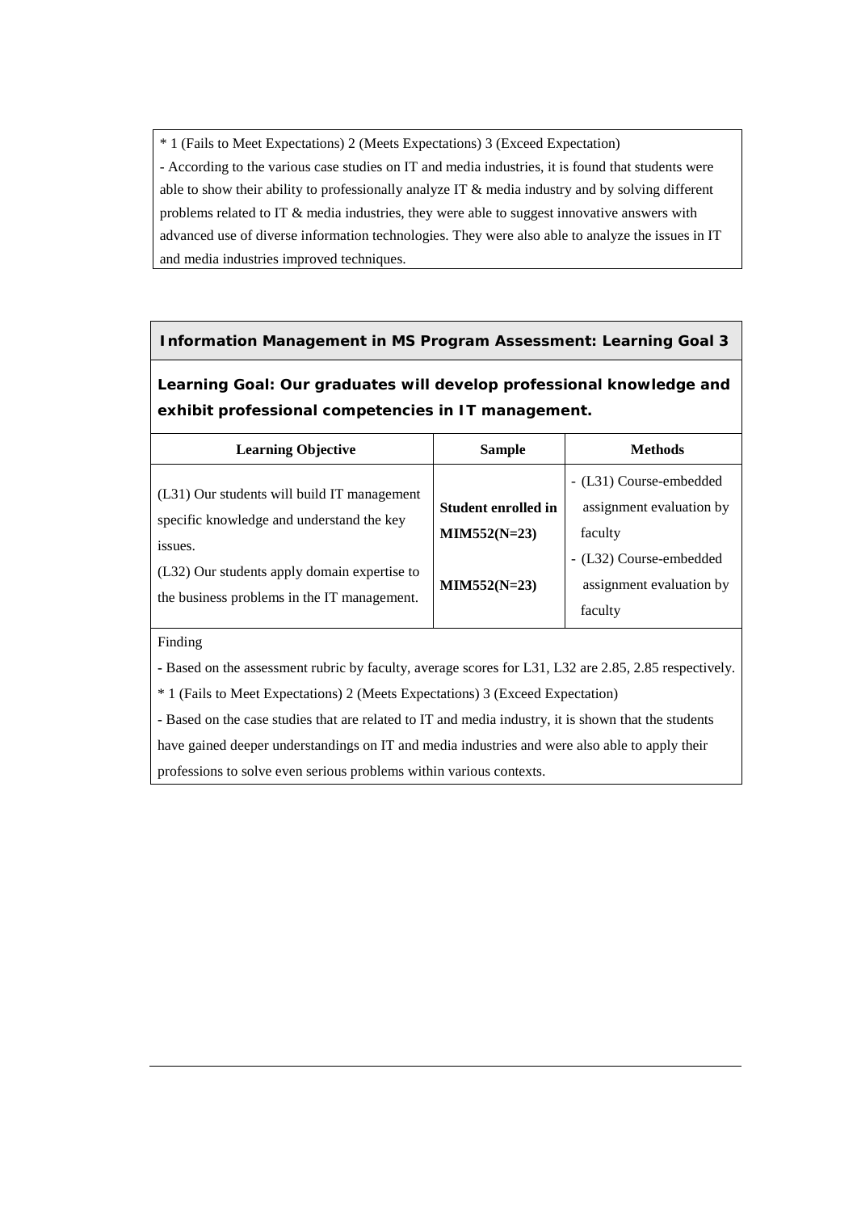* 1 (Fails to Meet Expectations) 2 (Meets Expectations) 3 (Exceed Expectation)

- According to the various case studies on IT and media industries, it is found that students were able to show their ability to professionally analyze IT & media industry and by solving different problems related to IT & media industries, they were able to suggest innovative answers with advanced use of diverse information technologies. They were also able to analyze the issues in IT and media industries improved techniques.

**Information Management in MS Program Assessment: Learning Goal 3**

**Learning Goal: Our graduates will develop professional knowledge and exhibit professional competencies in IT management.**

| Learning Objective | Sample | Methods |
|---|---|---|
| (L31) Our students will build IT management specific knowledge and understand the key issues. | **Student enrolled in MIM552(N=23)** | - (L31) Course-embedded assignment evaluation by faculty |
| (L32) Our students apply domain expertise to the business problems in the IT management. | **MIM552(N=23)** | - (L32) Course-embedded assignment evaluation by faculty |

Finding

- Based on the assessment rubric by faculty, average scores for L31, L32 are 2.85, 2.85 respectively.

* 1 (Fails to Meet Expectations) 2 (Meets Expectations) 3 (Exceed Expectation)

- Based on the case studies that are related to IT and media industry, it is shown that the students have gained deeper understandings on IT and media industries and were also able to apply their professions to solve even serious problems within various contexts.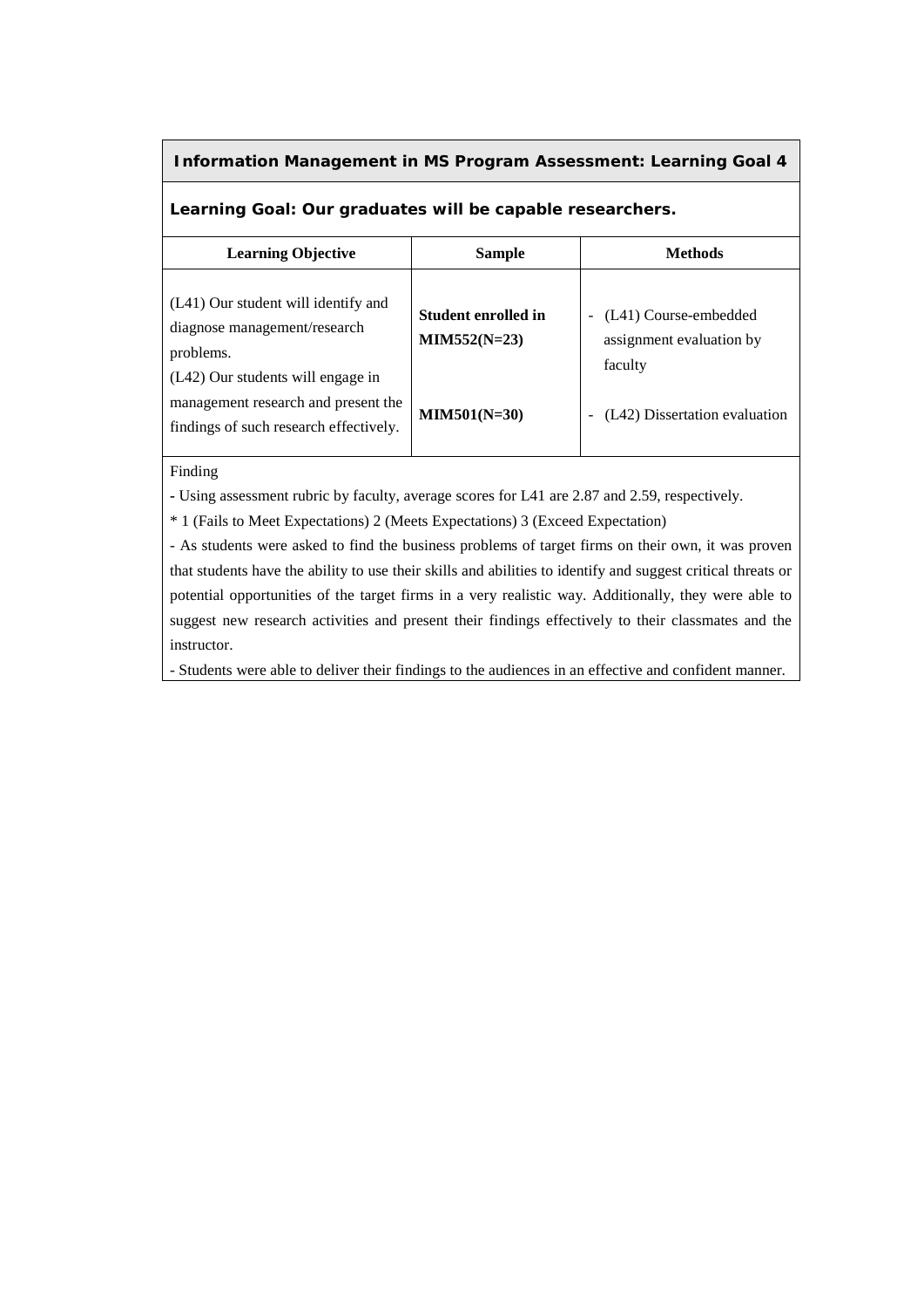**Information Management in MS Program Assessment: Learning Goal 4**

**Learning Goal: Our graduates will be capable researchers.**

| Learning Objective | Sample | Methods |
|---|---|---|
| (L41) Our student will identify and diagnose management/research problems.<br>(L42) Our students will engage in management research and present the findings of such research effectively. | **Student enrolled in MIM552(N=23)**<br><br>**MIM501(N=30)** | - (L41) Course-embedded assignment evaluation by faculty<br><br>- (L42) Dissertation evaluation |

Finding

- Using assessment rubric by faculty, average scores for L41 are 2.87 and 2.59, respectively.

* 1 (Fails to Meet Expectations) 2 (Meets Expectations) 3 (Exceed Expectation)

- As students were asked to find the business problems of target firms on their own, it was proven that students have the ability to use their skills and abilities to identify and suggest critical threats or potential opportunities of the target firms in a very realistic way. Additionally, they were able to suggest new research activities and present their findings effectively to their classmates and the instructor.

- Students were able to deliver their findings to the audiences in an effective and confident manner.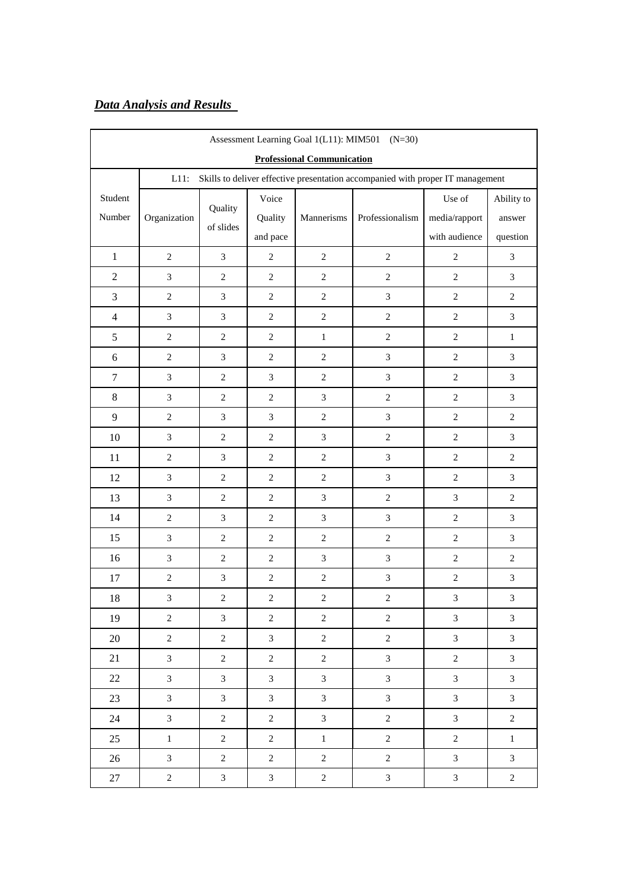***Data Analysis and Results***

| Assessment Learning Goal 1(L11): MIM501 (N=30) | | | | | | | |
|---|---|---|---|---|---|---|---|
| **Professional Communication** | | | | | | | |
| | L11: Skills to deliver effective presentation accompanied with proper IT management | | | | | | |
| Student Number | Organization | Quality of slides | Voice Quality and pace | Mannerisms | Professionalism | Use of media/rapport with audience | Ability to answer question |
| 1 | 2 | 3 | 2 | 2 | 2 | 2 | 3 |
| 2 | 3 | 2 | 2 | 2 | 2 | 2 | 3 |
| 3 | 2 | 3 | 2 | 2 | 3 | 2 | 2 |
| 4 | 3 | 3 | 2 | 2 | 2 | 2 | 3 |
| 5 | 2 | 2 | 2 | 1 | 2 | 2 | 1 |
| 6 | 2 | 3 | 2 | 2 | 3 | 2 | 3 |
| 7 | 3 | 2 | 3 | 2 | 3 | 2 | 3 |
| 8 | 3 | 2 | 2 | 3 | 2 | 2 | 3 |
| 9 | 2 | 3 | 3 | 2 | 3 | 2 | 2 |
| 10 | 3 | 2 | 2 | 3 | 2 | 2 | 3 |
| 11 | 2 | 3 | 2 | 2 | 3 | 2 | 2 |
| 12 | 3 | 2 | 2 | 2 | 3 | 2 | 3 |
| 13 | 3 | 2 | 2 | 3 | 2 | 3 | 2 |
| 14 | 2 | 3 | 2 | 3 | 3 | 2 | 3 |
| 15 | 3 | 2 | 2 | 2 | 2 | 2 | 3 |
| 16 | 3 | 2 | 2 | 3 | 3 | 2 | 2 |
| 17 | 2 | 3 | 2 | 2 | 3 | 2 | 3 |
| 18 | 3 | 2 | 2 | 2 | 2 | 3 | 3 |
| 19 | 2 | 3 | 2 | 2 | 2 | 3 | 3 |
| 20 | 2 | 2 | 3 | 2 | 2 | 3 | 3 |
| 21 | 3 | 2 | 2 | 2 | 3 | 2 | 3 |
| 22 | 3 | 3 | 3 | 3 | 3 | 3 | 3 |
| 23 | 3 | 3 | 3 | 3 | 3 | 3 | 3 |
| 24 | 3 | 2 | 2 | 3 | 2 | 3 | 2 |
| 25 | 1 | 2 | 2 | 1 | 2 | 2 | 1 |
| 26 | 3 | 2 | 2 | 2 | 2 | 3 | 3 |
| 27 | 2 | 3 | 3 | 2 | 3 | 3 | 2 |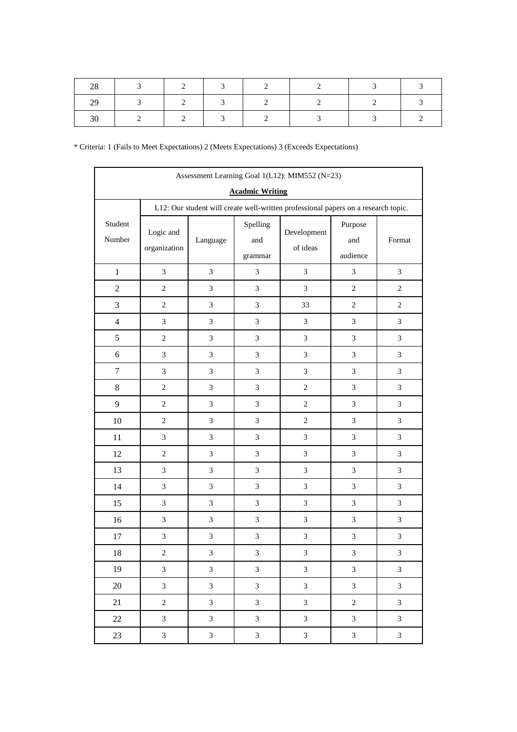| 28 | 3 | 2 | 3 | 2 | 2 | 3 | 3 |
|---|---|---|---|---|---|---|---|
| 29 | 3 | 2 | 3 | 2 | 2 | 2 | 3 |
| 30 | 2 | 2 | 3 | 2 | 3 | 3 | 2 |

* Criteria: 1 (Fails to Meet Expectations) 2 (Meets Expectations) 3 (Exceeds Expectations)

| Assessment Learning Goal 1(L12): MIM552 (N=23) **Acadmic Writing** | | | | | | |
|---|---|---|---|---|---|---|
| Student Number | L12: Our student will create well-written professional papers on a research topic. | | | | | |
| | Logic and organization | Language | Spelling and grammar | Development of ideas | Purpose and audience | Format |
| 1 | 3 | 3 | 3 | 3 | 3 | 3 |
| 2 | 2 | 3 | 3 | 3 | 2 | 2 |
| 3 | 2 | 3 | 3 | 33 | 2 | 2 |
| 4 | 3 | 3 | 3 | 3 | 3 | 3 |
| 5 | 2 | 3 | 3 | 3 | 3 | 3 |
| 6 | 3 | 3 | 3 | 3 | 3 | 3 |
| 7 | 3 | 3 | 3 | 3 | 3 | 3 |
| 8 | 2 | 3 | 3 | 2 | 3 | 3 |
| 9 | 2 | 3 | 3 | 2 | 3 | 3 |
| 10 | 2 | 3 | 3 | 2 | 3 | 3 |
| 11 | 3 | 3 | 3 | 3 | 3 | 3 |
| 12 | 2 | 3 | 3 | 3 | 3 | 3 |
| 13 | 3 | 3 | 3 | 3 | 3 | 3 |
| 14 | 3 | 3 | 3 | 3 | 3 | 3 |
| 15 | 3 | 3 | 3 | 3 | 3 | 3 |
| 16 | 3 | 3 | 3 | 3 | 3 | 3 |
| 17 | 3 | 3 | 3 | 3 | 3 | 3 |
| 18 | 2 | 3 | 3 | 3 | 3 | 3 |
| 19 | 3 | 3 | 3 | 3 | 3 | 3 |
| 20 | 3 | 3 | 3 | 3 | 3 | 3 |
| 21 | 2 | 3 | 3 | 3 | 2 | 3 |
| 22 | 3 | 3 | 3 | 3 | 3 | 3 |
| 23 | 3 | 3 | 3 | 3 | 3 | 3 |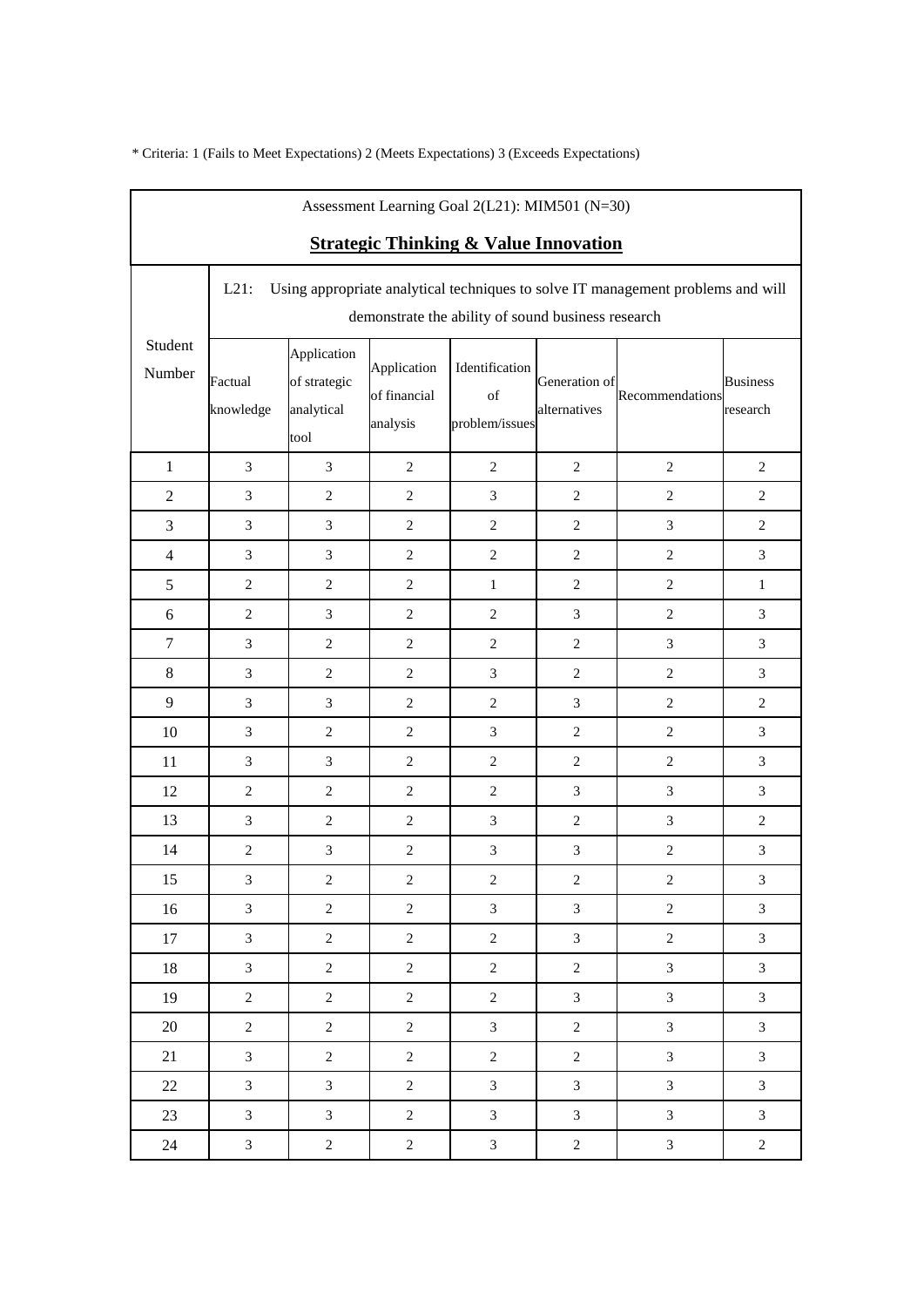\* Criteria: 1 (Fails to Meet Expectations) 2 (Meets Expectations) 3 (Exceeds Expectations)

| Assessment Learning Goal 2(L21): MIM501 (N=30) **Strategic Thinking & Value Innovation** | | | | | | | |
|---|---|---|---|---|---|---|---|
| Student Number | L21: Using appropriate analytical techniques to solve IT management problems and will demonstrate the ability of sound business research | | | | | | |
| | Factual knowledge | Application of strategic analytical tool | Application of financial analysis | Identification of problem/issues | Generation of alternatives | Recommendations | Business research |
| 1 | 3 | 3 | 2 | 2 | 2 | 2 | 2 |
| 2 | 3 | 2 | 2 | 3 | 2 | 2 | 2 |
| 3 | 3 | 3 | 2 | 2 | 2 | 3 | 2 |
| 4 | 3 | 3 | 2 | 2 | 2 | 2 | 3 |
| 5 | 2 | 2 | 2 | 1 | 2 | 2 | 1 |
| 6 | 2 | 3 | 2 | 2 | 3 | 2 | 3 |
| 7 | 3 | 2 | 2 | 2 | 2 | 3 | 3 |
| 8 | 3 | 2 | 2 | 3 | 2 | 2 | 3 |
| 9 | 3 | 3 | 2 | 2 | 3 | 2 | 2 |
| 10 | 3 | 2 | 2 | 3 | 2 | 2 | 3 |
| 11 | 3 | 3 | 2 | 2 | 2 | 2 | 3 |
| 12 | 2 | 2 | 2 | 2 | 3 | 3 | 3 |
| 13 | 3 | 2 | 2 | 3 | 2 | 3 | 2 |
| 14 | 2 | 3 | 2 | 3 | 3 | 2 | 3 |
| 15 | 3 | 2 | 2 | 2 | 2 | 2 | 3 |
| 16 | 3 | 2 | 2 | 3 | 3 | 2 | 3 |
| 17 | 3 | 2 | 2 | 2 | 3 | 2 | 3 |
| 18 | 3 | 2 | 2 | 2 | 2 | 3 | 3 |
| 19 | 2 | 2 | 2 | 2 | 3 | 3 | 3 |
| 20 | 2 | 2 | 2 | 3 | 2 | 3 | 3 |
| 21 | 3 | 2 | 2 | 2 | 2 | 3 | 3 |
| 22 | 3 | 3 | 2 | 3 | 3 | 3 | 3 |
| 23 | 3 | 3 | 2 | 3 | 3 | 3 | 3 |
| 24 | 3 | 2 | 2 | 3 | 2 | 3 | 2 |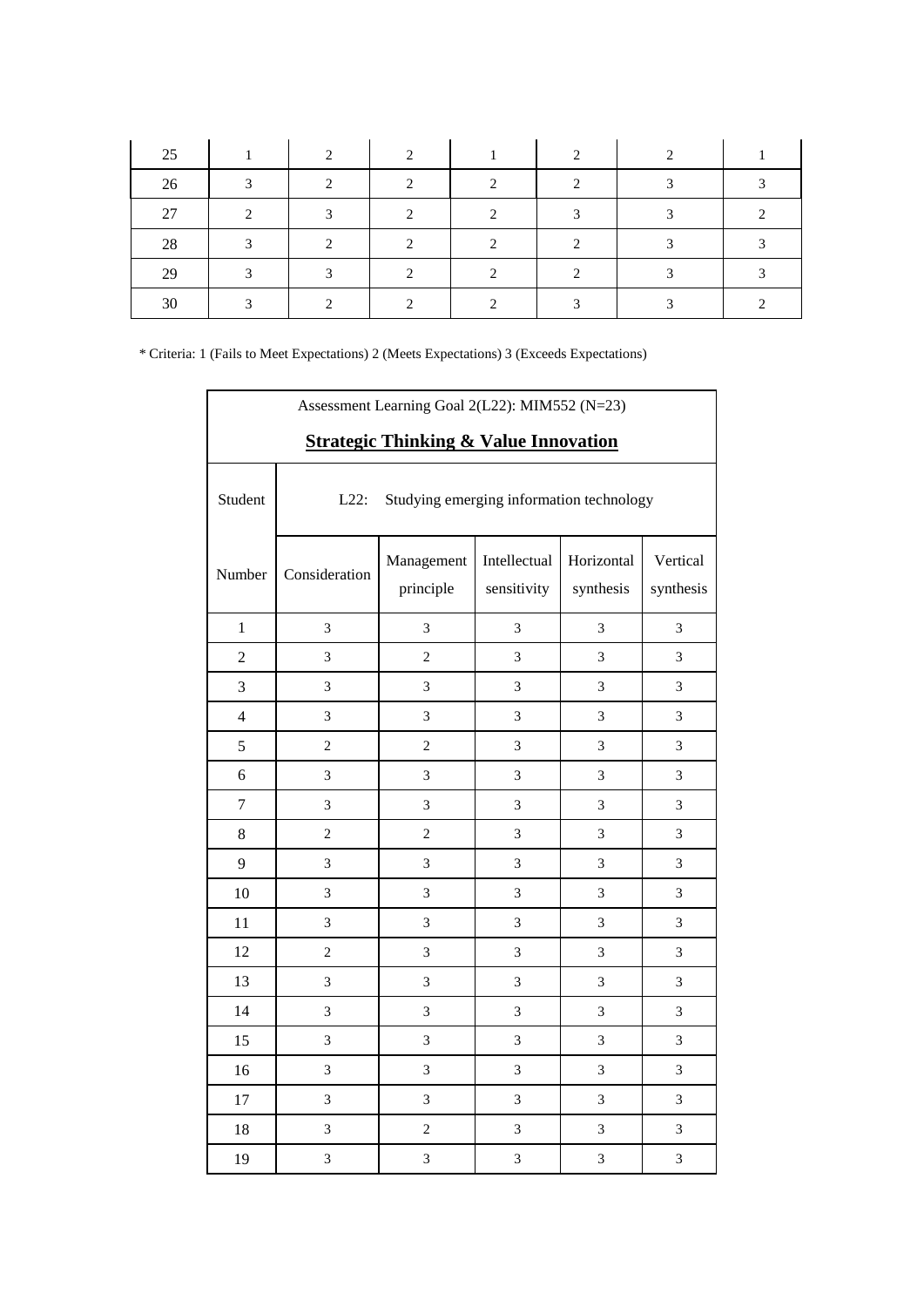| 25 | 1 | 2 | 2 | 1 | 2 | 2 | 1 |
|---|---|---|---|---|---|---|---|
| 26 | 3 | 2 | 2 | 2 | 2 | 3 | 3 |
| 27 | 2 | 3 | 2 | 2 | 3 | 3 | 2 |
| 28 | 3 | 2 | 2 | 2 | 2 | 3 | 3 |
| 29 | 3 | 3 | 2 | 2 | 2 | 3 | 3 |
| 30 | 3 | 2 | 2 | 2 | 3 | 3 | 2 |

* Criteria: 1 (Fails to Meet Expectations) 2 (Meets Expectations) 3 (Exceeds Expectations)

| Assessment Learning Goal 2(L22): MIM552 (N=23) **Strategic Thinking & Value Innovation** | | | | | |
|---|---|---|---|---|---|
| Student | L22: Studying emerging information technology | | | | |
| Number | Consideration | Management principle | Intellectual sensitivity | Horizontal synthesis | Vertical synthesis |
| 1 | 3 | 3 | 3 | 3 | 3 |
| 2 | 3 | 2 | 3 | 3 | 3 |
| 3 | 3 | 3 | 3 | 3 | 3 |
| 4 | 3 | 3 | 3 | 3 | 3 |
| 5 | 2 | 2 | 3 | 3 | 3 |
| 6 | 3 | 3 | 3 | 3 | 3 |
| 7 | 3 | 3 | 3 | 3 | 3 |
| 8 | 2 | 2 | 3 | 3 | 3 |
| 9 | 3 | 3 | 3 | 3 | 3 |
| 10 | 3 | 3 | 3 | 3 | 3 |
| 11 | 3 | 3 | 3 | 3 | 3 |
| 12 | 2 | 3 | 3 | 3 | 3 |
| 13 | 3 | 3 | 3 | 3 | 3 |
| 14 | 3 | 3 | 3 | 3 | 3 |
| 15 | 3 | 3 | 3 | 3 | 3 |
| 16 | 3 | 3 | 3 | 3 | 3 |
| 17 | 3 | 3 | 3 | 3 | 3 |
| 18 | 3 | 2 | 3 | 3 | 3 |
| 19 | 3 | 3 | 3 | 3 | 3 |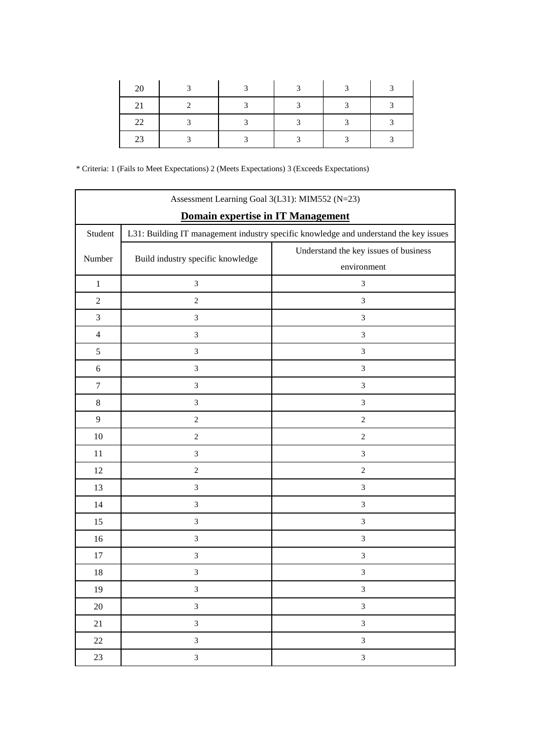| 20 | 3 | 3 | 3 | 3 | 3 |
|---|---|---|---|---|---|
| 21 | 2 | 3 | 3 | 3 | 3 |
| 22 | 3 | 3 | 3 | 3 | 3 |
| 23 | 3 | 3 | 3 | 3 | 3 |

* Criteria: 1 (Fails to Meet Expectations) 2 (Meets Expectations) 3 (Exceeds Expectations)

| Assessment Learning Goal 3(L31): MIM552 (N=23)<br>**Domain expertise in IT Management** | | |
|---|---|---|
| Student | L31: Building IT management industry specific knowledge and understand the key issues | |
| Number | Build industry specific knowledge | Understand the key issues of business environment |
| 1 | 3 | 3 |
| 2 | 2 | 3 |
| 3 | 3 | 3 |
| 4 | 3 | 3 |
| 5 | 3 | 3 |
| 6 | 3 | 3 |
| 7 | 3 | 3 |
| 8 | 3 | 3 |
| 9 | 2 | 2 |
| 10 | 2 | 2 |
| 11 | 3 | 3 |
| 12 | 2 | 2 |
| 13 | 3 | 3 |
| 14 | 3 | 3 |
| 15 | 3 | 3 |
| 16 | 3 | 3 |
| 17 | 3 | 3 |
| 18 | 3 | 3 |
| 19 | 3 | 3 |
| 20 | 3 | 3 |
| 21 | 3 | 3 |
| 22 | 3 | 3 |
| 23 | 3 | 3 |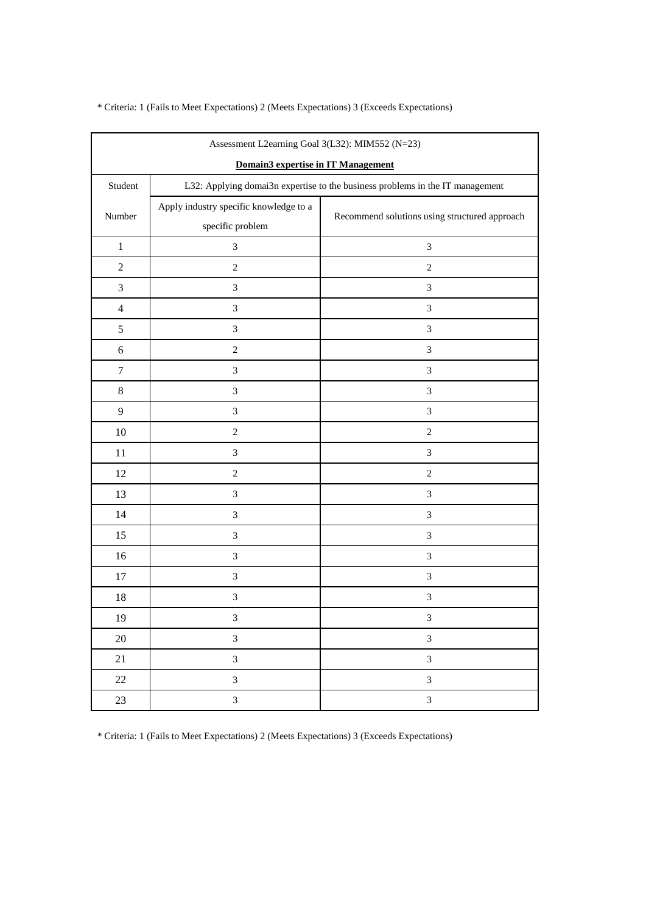* Criteria: 1 (Fails to Meet Expectations) 2 (Meets Expectations) 3 (Exceeds Expectations)

| Assessment L2earning Goal 3(L32): MIM552 (N=23) **Domain3 expertise in IT Management** | | |
|---|---|---|
| Student | L32: Applying domai3n expertise to the business problems in the IT management | |
| Number | Apply industry specific knowledge to a specific problem | Recommend solutions using structured approach |
| 1 | 3 | 3 |
| 2 | 2 | 2 |
| 3 | 3 | 3 |
| 4 | 3 | 3 |
| 5 | 3 | 3 |
| 6 | 2 | 3 |
| 7 | 3 | 3 |
| 8 | 3 | 3 |
| 9 | 3 | 3 |
| 10 | 2 | 2 |
| 11 | 3 | 3 |
| 12 | 2 | 2 |
| 13 | 3 | 3 |
| 14 | 3 | 3 |
| 15 | 3 | 3 |
| 16 | 3 | 3 |
| 17 | 3 | 3 |
| 18 | 3 | 3 |
| 19 | 3 | 3 |
| 20 | 3 | 3 |
| 21 | 3 | 3 |
| 22 | 3 | 3 |
| 23 | 3 | 3 |

* Criteria: 1 (Fails to Meet Expectations) 2 (Meets Expectations) 3 (Exceeds Expectations)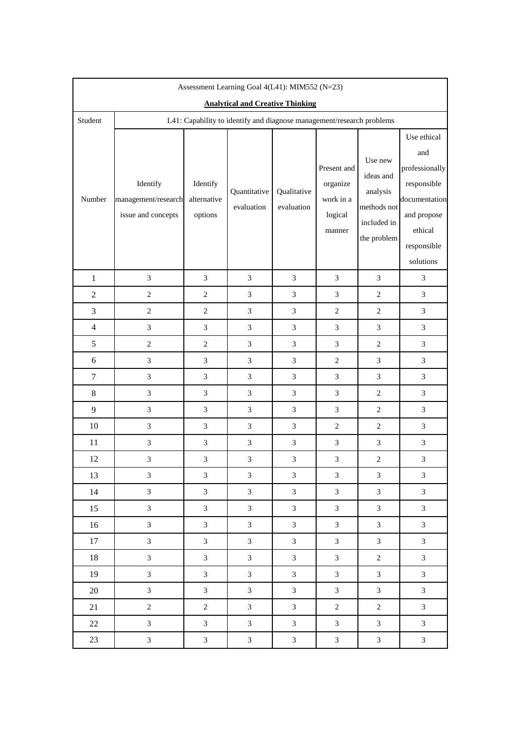| Assessment Learning Goal 4(L41): MIM552 (N=23)<br>**Analytical and Creative Thinking** | | | | | | | |
|---|---|---|---|---|---|---|---|
| Student | L41: Capability to identify and diagnose management/research problems | | | | | | |
| Number | Identify management/research issue and concepts | Identify alternative options | Quantitative evaluation | Qualitative evaluation | Present and organize work in a logical manner | Use new ideas and analysis methods not included in the problem | Use ethical and professionally responsible documentation and propose ethical responsible solutions |
| 1 | 3 | 3 | 3 | 3 | 3 | 3 | 3 |
| 2 | 2 | 2 | 3 | 3 | 3 | 2 | 3 |
| 3 | 2 | 2 | 3 | 3 | 2 | 2 | 3 |
| 4 | 3 | 3 | 3 | 3 | 3 | 3 | 3 |
| 5 | 2 | 2 | 3 | 3 | 3 | 2 | 3 |
| 6 | 3 | 3 | 3 | 3 | 2 | 3 | 3 |
| 7 | 3 | 3 | 3 | 3 | 3 | 3 | 3 |
| 8 | 3 | 3 | 3 | 3 | 3 | 2 | 3 |
| 9 | 3 | 3 | 3 | 3 | 3 | 2 | 3 |
| 10 | 3 | 3 | 3 | 3 | 2 | 2 | 3 |
| 11 | 3 | 3 | 3 | 3 | 3 | 3 | 3 |
| 12 | 3 | 3 | 3 | 3 | 3 | 2 | 3 |
| 13 | 3 | 3 | 3 | 3 | 3 | 3 | 3 |
| 14 | 3 | 3 | 3 | 3 | 3 | 3 | 3 |
| 15 | 3 | 3 | 3 | 3 | 3 | 3 | 3 |
| 16 | 3 | 3 | 3 | 3 | 3 | 3 | 3 |
| 17 | 3 | 3 | 3 | 3 | 3 | 3 | 3 |
| 18 | 3 | 3 | 3 | 3 | 3 | 2 | 3 |
| 19 | 3 | 3 | 3 | 3 | 3 | 3 | 3 |
| 20 | 3 | 3 | 3 | 3 | 3 | 3 | 3 |
| 21 | 2 | 2 | 3 | 3 | 2 | 2 | 3 |
| 22 | 3 | 3 | 3 | 3 | 3 | 3 | 3 |
| 23 | 3 | 3 | 3 | 3 | 3 | 3 | 3 |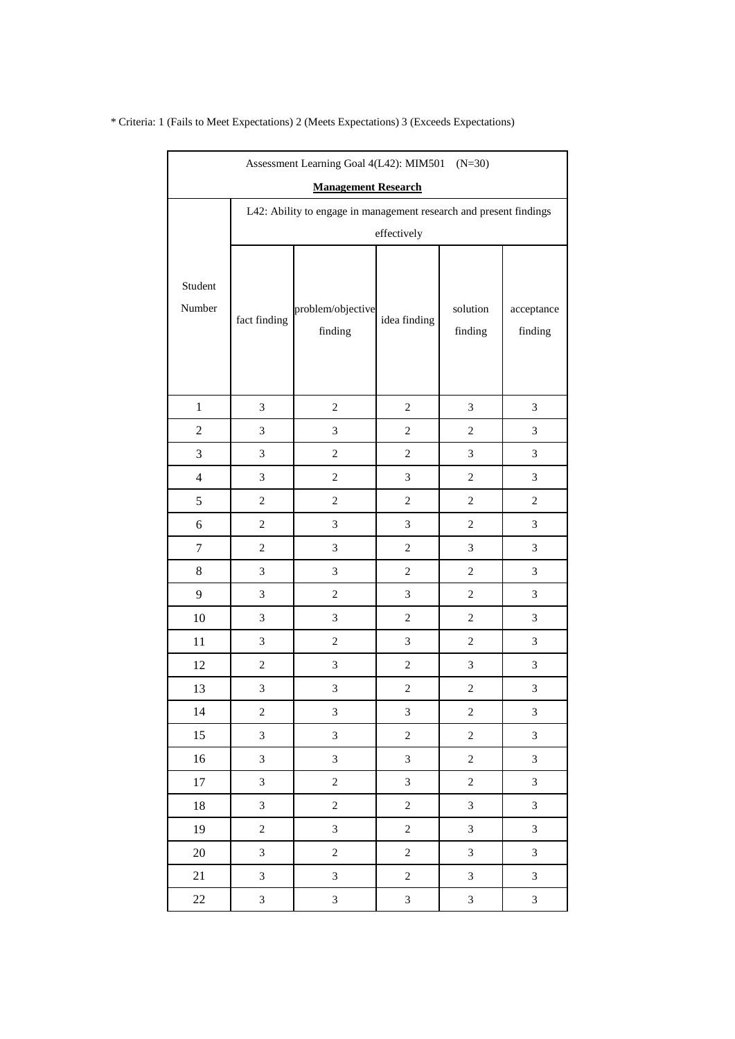* Criteria: 1 (Fails to Meet Expectations) 2 (Meets Expectations) 3 (Exceeds Expectations)

| Assessment Learning Goal 4(L42): MIM501 (N=30) **Management Research** | | | | | |
|---|---|---|---|---|---|
| Student Number | L42: Ability to engage in management research and present findings effectively | | | | |
| | fact finding | problem/objective finding | idea finding | solution finding | acceptance finding |
| 1 | 3 | 2 | 2 | 3 | 3 |
| 2 | 3 | 3 | 2 | 2 | 3 |
| 3 | 3 | 2 | 2 | 3 | 3 |
| 4 | 3 | 2 | 3 | 2 | 3 |
| 5 | 2 | 2 | 2 | 2 | 2 |
| 6 | 2 | 3 | 3 | 2 | 3 |
| 7 | 2 | 3 | 2 | 3 | 3 |
| 8 | 3 | 3 | 2 | 2 | 3 |
| 9 | 3 | 2 | 3 | 2 | 3 |
| 10 | 3 | 3 | 2 | 2 | 3 |
| 11 | 3 | 2 | 3 | 2 | 3 |
| 12 | 2 | 3 | 2 | 3 | 3 |
| 13 | 3 | 3 | 2 | 2 | 3 |
| 14 | 2 | 3 | 3 | 2 | 3 |
| 15 | 3 | 3 | 2 | 2 | 3 |
| 16 | 3 | 3 | 3 | 2 | 3 |
| 17 | 3 | 2 | 3 | 2 | 3 |
| 18 | 3 | 2 | 2 | 3 | 3 |
| 19 | 2 | 3 | 2 | 3 | 3 |
| 20 | 3 | 2 | 2 | 3 | 3 |
| 21 | 3 | 3 | 2 | 3 | 3 |
| 22 | 3 | 3 | 3 | 3 | 3 |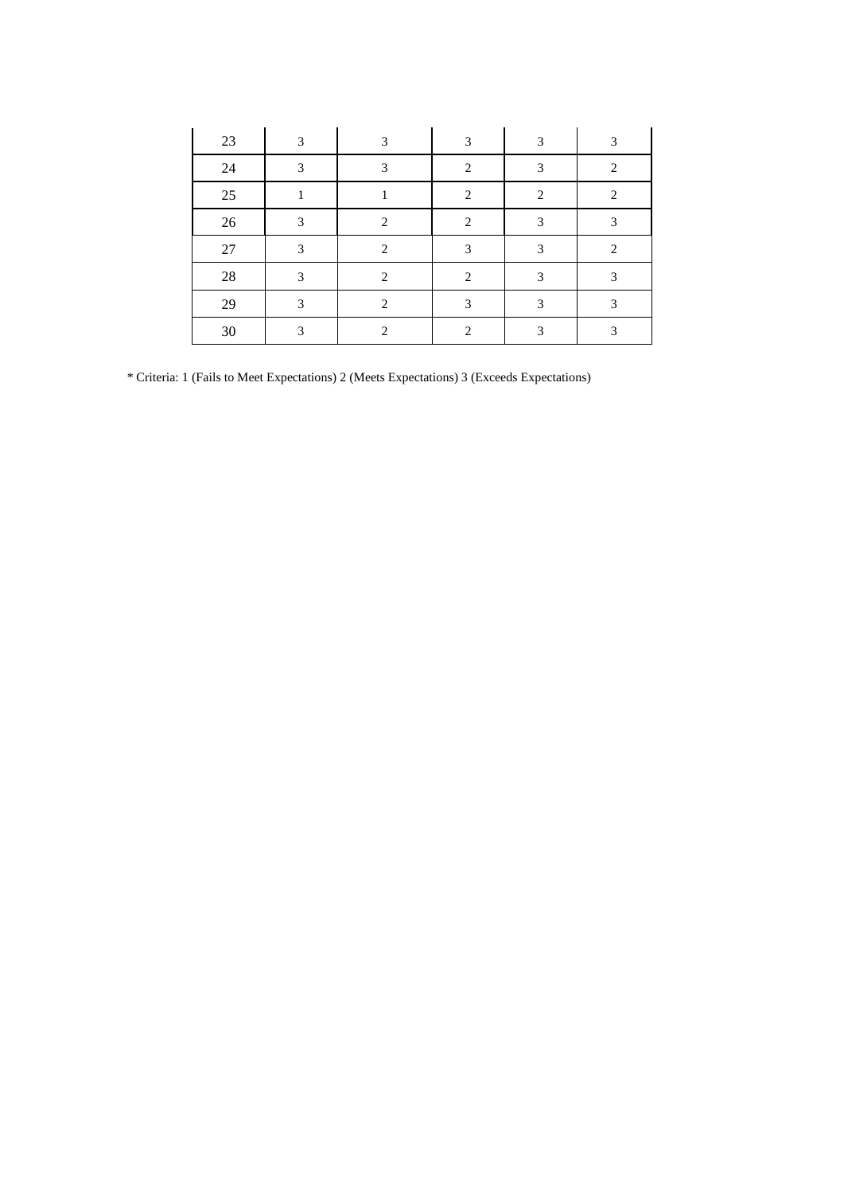| | | | | | |
|---|---|---|---|---|---|
| 23 | 3 | 3 | 3 | 3 | 3 |
| 24 | 3 | 3 | 2 | 3 | 2 |
| 25 | 1 | 1 | 2 | 2 | 2 |
| 26 | 3 | 2 | 2 | 3 | 3 |
| 27 | 3 | 2 | 3 | 3 | 2 |
| 28 | 3 | 2 | 2 | 3 | 3 |
| 29 | 3 | 2 | 3 | 3 | 3 |
| 30 | 3 | 2 | 2 | 3 | 3 |

* Criteria: 1 (Fails to Meet Expectations) 2 (Meets Expectations) 3 (Exceeds Expectations)